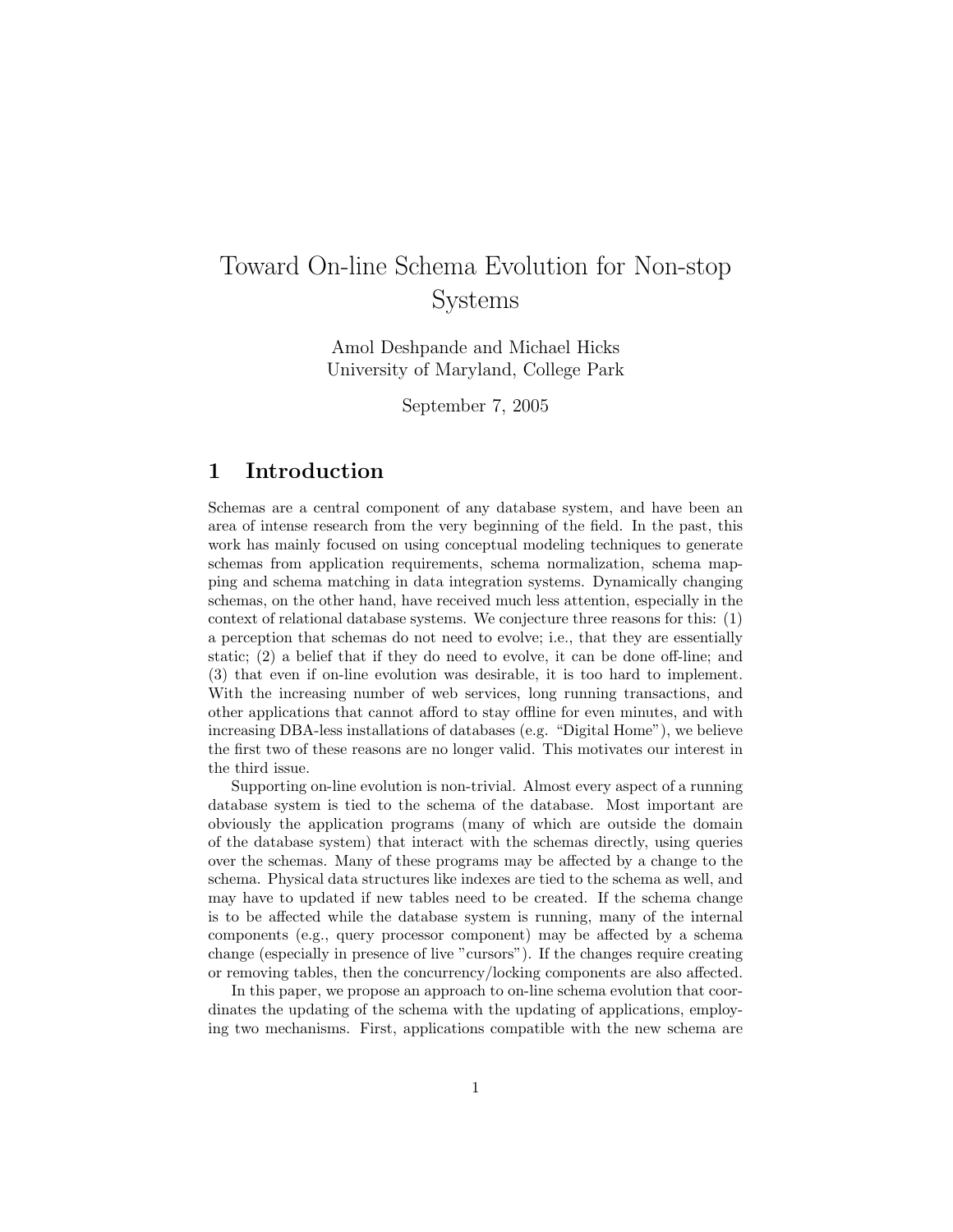# Toward On-line Schema Evolution for Non-stop Systems

Amol Deshpande and Michael Hicks
University of Maryland, College Park

September 7, 2005

## 1 Introduction

Schemas are a central component of any database system, and have been an area of intense research from the very beginning of the field. In the past, this work has mainly focused on using conceptual modeling techniques to generate schemas from application requirements, schema normalization, schema mapping and schema matching in data integration systems. Dynamically changing schemas, on the other hand, have received much less attention, especially in the context of relational database systems. We conjecture three reasons for this: (1) a perception that schemas do not need to evolve; i.e., that they are essentially static; (2) a belief that if they do need to evolve, it can be done off-line; and (3) that even if on-line evolution was desirable, it is too hard to implement. With the increasing number of web services, long running transactions, and other applications that cannot afford to stay offline for even minutes, and with increasing DBA-less installations of databases (e.g. "Digital Home"), we believe the first two of these reasons are no longer valid. This motivates our interest in the third issue.

Supporting on-line evolution is non-trivial. Almost every aspect of a running database system is tied to the schema of the database. Most important are obviously the application programs (many of which are outside the domain of the database system) that interact with the schemas directly, using queries over the schemas. Many of these programs may be affected by a change to the schema. Physical data structures like indexes are tied to the schema as well, and may have to updated if new tables need to be created. If the schema change is to be affected while the database system is running, many of the internal components (e.g., query processor component) may be affected by a schema change (especially in presence of live "cursors"). If the changes require creating or removing tables, then the concurrency/locking components are also affected.

In this paper, we propose an approach to on-line schema evolution that coordinates the updating of the schema with the updating of applications, employing two mechanisms. First, applications compatible with the new schema are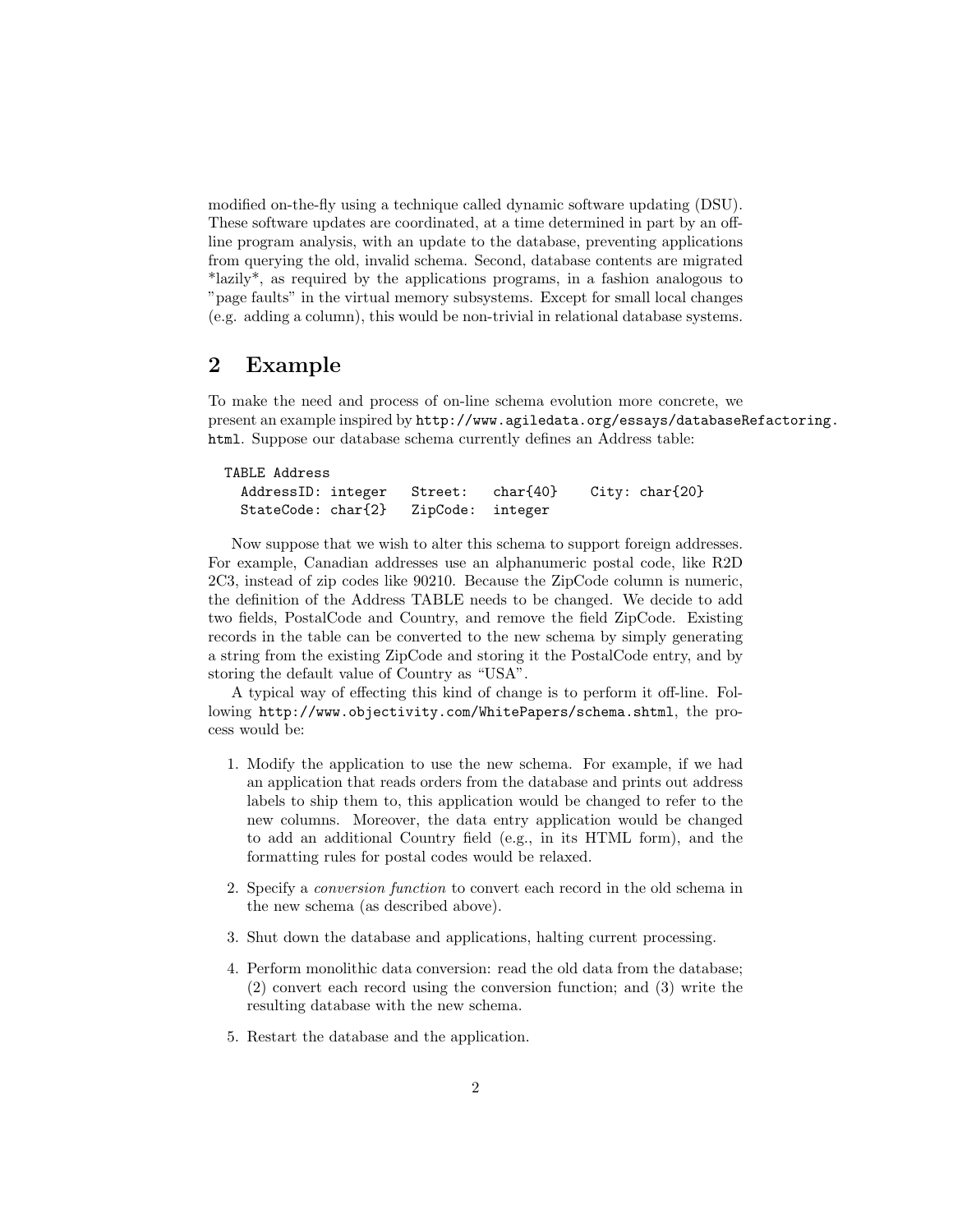modified on-the-fly using a technique called dynamic software updating (DSU). These software updates are coordinated, at a time determined in part by an off-line program analysis, with an update to the database, preventing applications from querying the old, invalid schema. Second, database contents are migrated *lazily*, as required by the applications programs, in a fashion analogous to "page faults" in the virtual memory subsystems. Except for small local changes (e.g. adding a column), this would be non-trivial in relational database systems.

## 2 Example

To make the need and process of on-line schema evolution more concrete, we present an example inspired by `http://www.agiledata.org/essays/databaseRefactoring.html`. Suppose our database schema currently defines an Address table:

```
TABLE Address
  AddressID: integer   Street:   char{40}    City: char{20}
  StateCode: char{2}   ZipCode:  integer
```

Now suppose that we wish to alter this schema to support foreign addresses. For example, Canadian addresses use an alphanumeric postal code, like R2D 2C3, instead of zip codes like 90210. Because the ZipCode column is numeric, the definition of the Address TABLE needs to be changed. We decide to add two fields, PostalCode and Country, and remove the field ZipCode. Existing records in the table can be converted to the new schema by simply generating a string from the existing ZipCode and storing it the PostalCode entry, and by storing the default value of Country as "USA".

A typical way of effecting this kind of change is to perform it off-line. Following `http://www.objectivity.com/WhitePapers/schema.shtml`, the process would be:

1. Modify the application to use the new schema. For example, if we had an application that reads orders from the database and prints out address labels to ship them to, this application would be changed to refer to the new columns. Moreover, the data entry application would be changed to add an additional Country field (e.g., in its HTML form), and the formatting rules for postal codes would be relaxed.
2. Specify a *conversion function* to convert each record in the old schema in the new schema (as described above).
3. Shut down the database and applications, halting current processing.
4. Perform monolithic data conversion: read the old data from the database; (2) convert each record using the conversion function; and (3) write the resulting database with the new schema.
5. Restart the database and the application.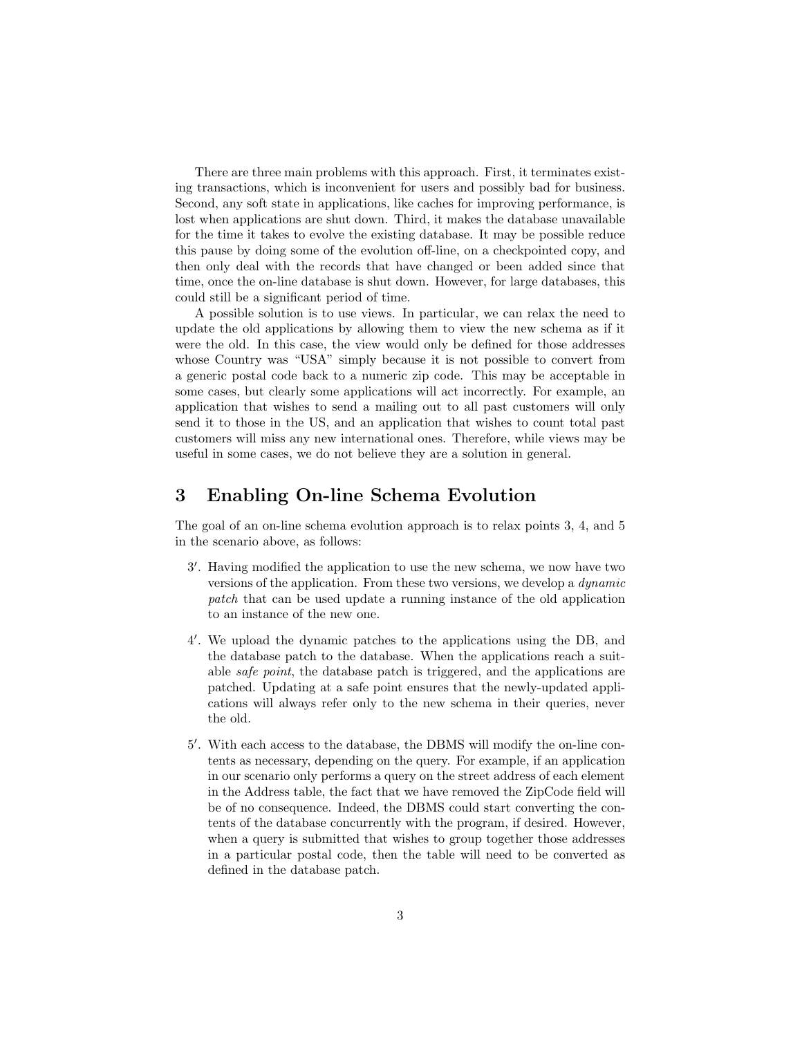There are three main problems with this approach. First, it terminates existing transactions, which is inconvenient for users and possibly bad for business. Second, any soft state in applications, like caches for improving performance, is lost when applications are shut down. Third, it makes the database unavailable for the time it takes to evolve the existing database. It may be possible reduce this pause by doing some of the evolution off-line, on a checkpointed copy, and then only deal with the records that have changed or been added since that time, once the on-line database is shut down. However, for large databases, this could still be a significant period of time.

A possible solution is to use views. In particular, we can relax the need to update the old applications by allowing them to view the new schema as if it were the old. In this case, the view would only be defined for those addresses whose Country was "USA" simply because it is not possible to convert from a generic postal code back to a numeric zip code. This may be acceptable in some cases, but clearly some applications will act incorrectly. For example, an application that wishes to send a mailing out to all past customers will only send it to those in the US, and an application that wishes to count total past customers will miss any new international ones. Therefore, while views may be useful in some cases, we do not believe they are a solution in general.

# 3 Enabling On-line Schema Evolution

The goal of an on-line schema evolution approach is to relax points 3, 4, and 5 in the scenario above, as follows:

3′. Having modified the application to use the new schema, we now have two versions of the application. From these two versions, we develop a *dynamic patch* that can be used update a running instance of the old application to an instance of the new one.

4′. We upload the dynamic patches to the applications using the DB, and the database patch to the database. When the applications reach a suitable *safe point*, the database patch is triggered, and the applications are patched. Updating at a safe point ensures that the newly-updated applications will always refer only to the new schema in their queries, never the old.

5′. With each access to the database, the DBMS will modify the on-line contents as necessary, depending on the query. For example, if an application in our scenario only performs a query on the street address of each element in the Address table, the fact that we have removed the ZipCode field will be of no consequence. Indeed, the DBMS could start converting the contents of the database concurrently with the program, if desired. However, when a query is submitted that wishes to group together those addresses in a particular postal code, then the table will need to be converted as defined in the database patch.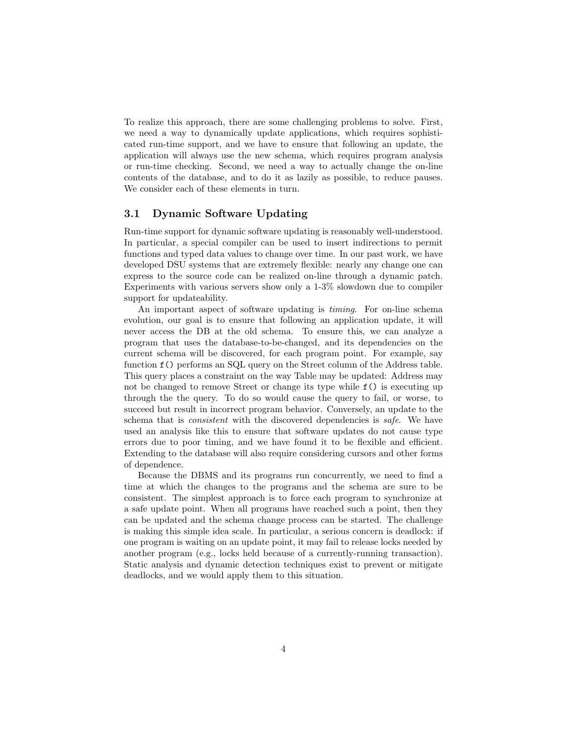To realize this approach, there are some challenging problems to solve. First, we need a way to dynamically update applications, which requires sophisticated run-time support, and we have to ensure that following an update, the application will always use the new schema, which requires program analysis or run-time checking. Second, we need a way to actually change the on-line contents of the database, and to do it as lazily as possible, to reduce pauses. We consider each of these elements in turn.

## 3.1 Dynamic Software Updating

Run-time support for dynamic software updating is reasonably well-understood. In particular, a special compiler can be used to insert indirections to permit functions and typed data values to change over time. In our past work, we have developed DSU systems that are extremely flexible: nearly any change one can express to the source code can be realized on-line through a dynamic patch. Experiments with various servers show only a 1-3% slowdown due to compiler support for updateability.

An important aspect of software updating is *timing*. For on-line schema evolution, our goal is to ensure that following an application update, it will never access the DB at the old schema. To ensure this, we can analyze a program that uses the database-to-be-changed, and its dependencies on the current schema will be discovered, for each program point. For example, say function `f()` performs an SQL query on the Street column of the Address table. This query places a constraint on the way Table may be updated: Address may not be changed to remove Street or change its type while `f()` is executing up through the the query. To do so would cause the query to fail, or worse, to succeed but result in incorrect program behavior. Conversely, an update to the schema that is *consistent* with the discovered dependencies is *safe*. We have used an analysis like this to ensure that software updates do not cause type errors due to poor timing, and we have found it to be flexible and efficient. Extending to the database will also require considering cursors and other forms of dependence.

Because the DBMS and its programs run concurrently, we need to find a time at which the changes to the programs and the schema are sure to be consistent. The simplest approach is to force each program to synchronize at a safe update point. When all programs have reached such a point, then they can be updated and the schema change process can be started. The challenge is making this simple idea scale. In particular, a serious concern is deadlock: if one program is waiting on an update point, it may fail to release locks needed by another program (e.g., locks held because of a currently-running transaction). Static analysis and dynamic detection techniques exist to prevent or mitigate deadlocks, and we would apply them to this situation.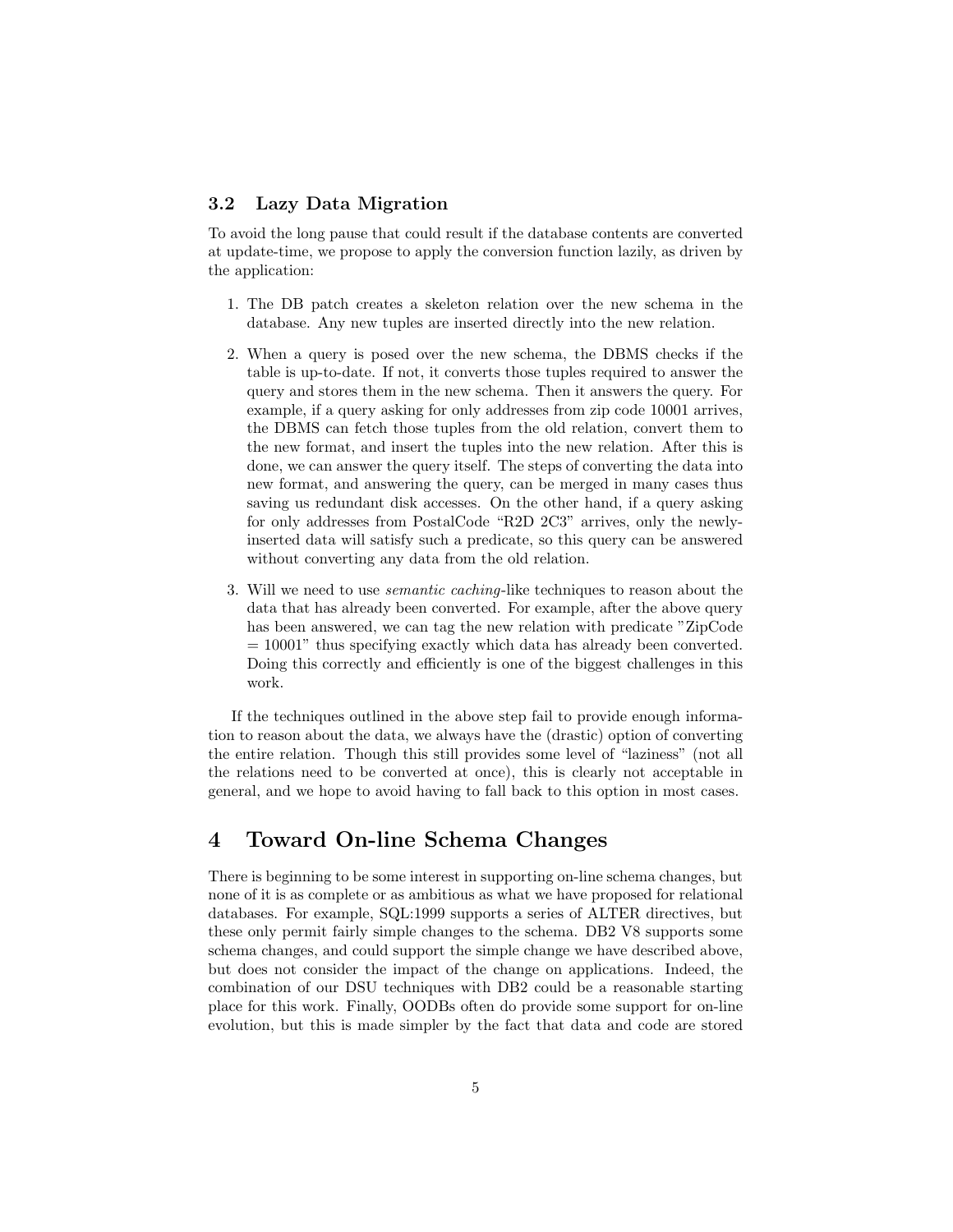### 3.2 Lazy Data Migration

To avoid the long pause that could result if the database contents are converted at update-time, we propose to apply the conversion function lazily, as driven by the application:

1. The DB patch creates a skeleton relation over the new schema in the database. Any new tuples are inserted directly into the new relation.

2. When a query is posed over the new schema, the DBMS checks if the table is up-to-date. If not, it converts those tuples required to answer the query and stores them in the new schema. Then it answers the query. For example, if a query asking for only addresses from zip code 10001 arrives, the DBMS can fetch those tuples from the old relation, convert them to the new format, and insert the tuples into the new relation. After this is done, we can answer the query itself. The steps of converting the data into new format, and answering the query, can be merged in many cases thus saving us redundant disk accesses. On the other hand, if a query asking for only addresses from PostalCode "R2D 2C3" arrives, only the newly-inserted data will satisfy such a predicate, so this query can be answered without converting any data from the old relation.

3. Will we need to use *semantic caching*-like techniques to reason about the data that has already been converted. For example, after the above query has been answered, we can tag the new relation with predicate "ZipCode = 10001" thus specifying exactly which data has already been converted. Doing this correctly and efficiently is one of the biggest challenges in this work.

If the techniques outlined in the above step fail to provide enough information to reason about the data, we always have the (drastic) option of converting the entire relation. Though this still provides some level of "laziness" (not all the relations need to be converted at once), this is clearly not acceptable in general, and we hope to avoid having to fall back to this option in most cases.

# 4 Toward On-line Schema Changes

There is beginning to be some interest in supporting on-line schema changes, but none of it is as complete or as ambitious as what we have proposed for relational databases. For example, SQL:1999 supports a series of ALTER directives, but these only permit fairly simple changes to the schema. DB2 V8 supports some schema changes, and could support the simple change we have described above, but does not consider the impact of the change on applications. Indeed, the combination of our DSU techniques with DB2 could be a reasonable starting place for this work. Finally, OODBs often do provide some support for on-line evolution, but this is made simpler by the fact that data and code are stored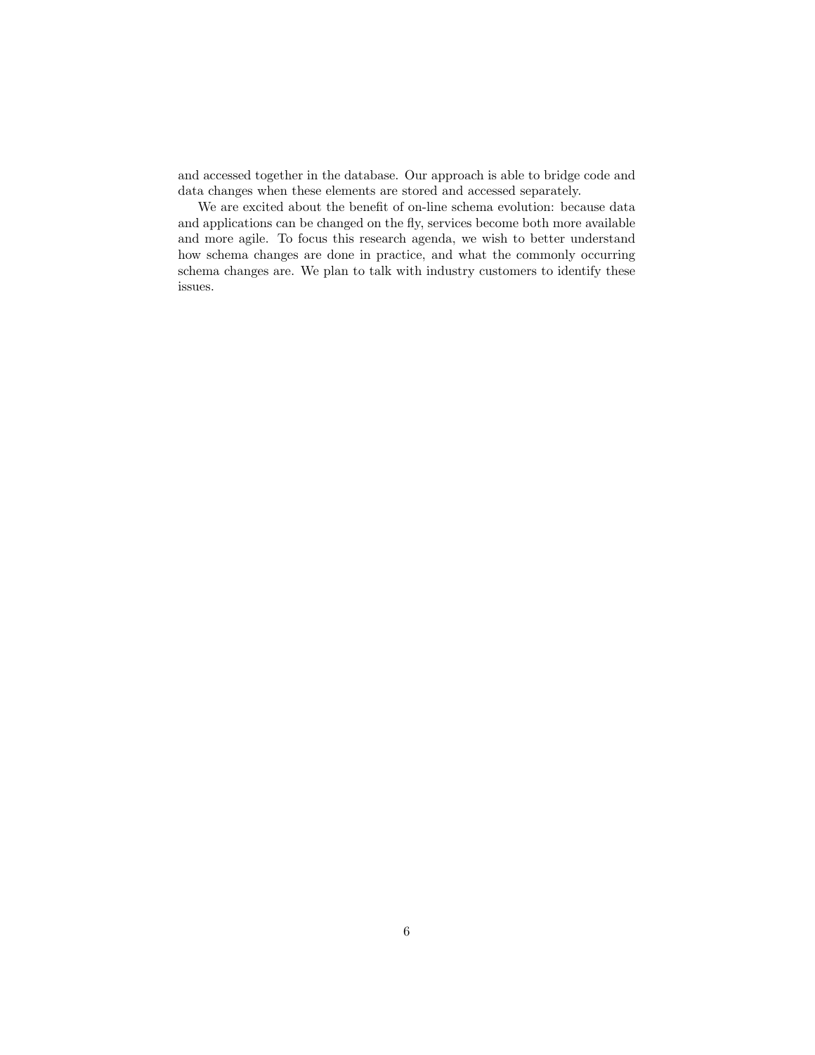and accessed together in the database. Our approach is able to bridge code and data changes when these elements are stored and accessed separately.

We are excited about the benefit of on-line schema evolution: because data and applications can be changed on the fly, services become both more available and more agile. To focus this research agenda, we wish to better understand how schema changes are done in practice, and what the commonly occurring schema changes are. We plan to talk with industry customers to identify these issues.